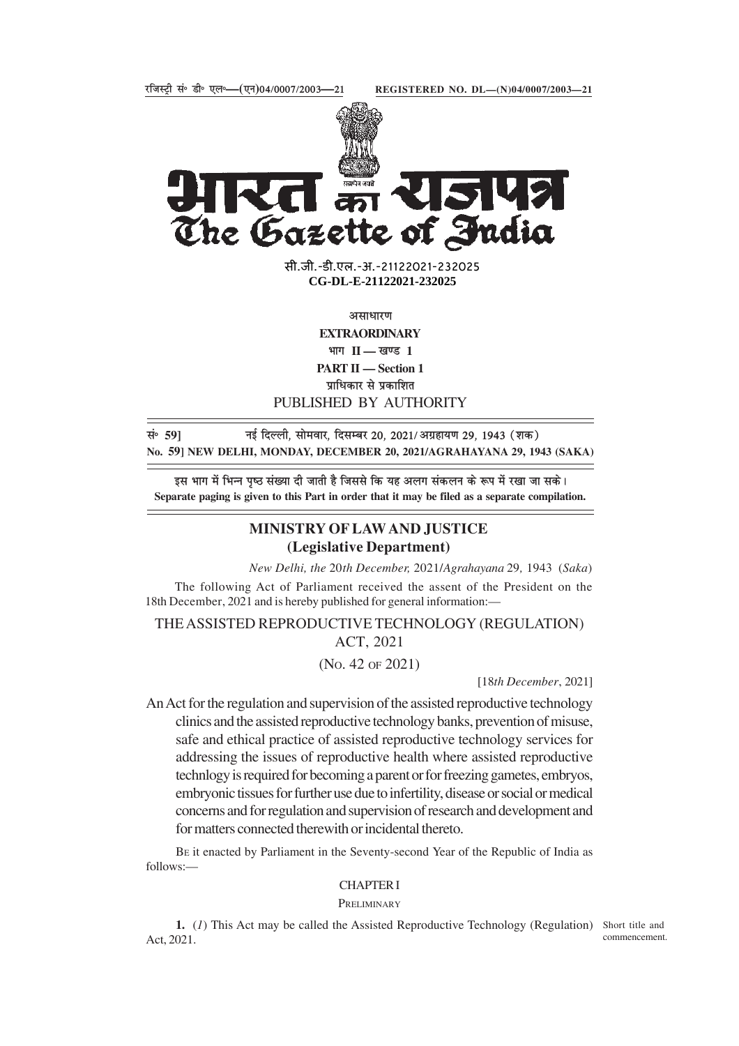रजिस्ट्री सं॰ डी॰ एल॰—(एन)04/0007/2003—21 REGISTERED NO. DL—(N)04/0007/2003—21

# भारत का राजपत्र
# The Gazette of India

सी.जी.-डी.एल.-अ.-21122021-232025
**CG-DL-E-21122021-232025**

असाधारण
**EXTRAORDINARY**
भाग II — खण्ड 1
**PART II — Section 1**
प्राधिकार से प्रकाशित
PUBLISHED BY AUTHORITY

**सं॰ 59]** नई दिल्ली, सोमवार, दिसम्बर 20, 2021/ अग्रहायण 29, 1943 (शक)
**No. 59] NEW DELHI, MONDAY, DECEMBER 20, 2021/AGRAHAYANA 29, 1943 (SAKA)**

इस भाग में भिन्न पृष्ठ संख्या दी जाती है जिससे कि यह अलग संकलन के रूप में रखा जा सके।
**Separate paging is given to this Part in order that it may be filed as a separate compilation.**

## MINISTRY OF LAW AND JUSTICE
## (Legislative Department)

*New Delhi, the 20th December, 2021/Agrahayana 29, 1943 (Saka)*

The following Act of Parliament received the assent of the President on the 18th December, 2021 and is hereby published for general information:—

## THE ASSISTED REPRODUCTIVE TECHNOLOGY (REGULATION) ACT, 2021

(No. 42 of 2021)

[18*th December*, 2021]

An Act for the regulation and supervision of the assisted reproductive technology clinics and the assisted reproductive technology banks, prevention of misuse, safe and ethical practice of assisted reproductive technology services for addressing the issues of reproductive health where assisted reproductive technlogy is required for becoming a parent or for freezing gametes, embryos, embryonic tissues for further use due to infertility, disease or social or medical concerns and for regulation and supervision of research and development and for matters connected therewith or incidental thereto.

Be it enacted by Parliament in the Seventy-second Year of the Republic of India as follows:—

### CHAPTER I

### Preliminary

Short title and commencement.

**1.** (*1*) This Act may be called the Assisted Reproductive Technology (Regulation) Act, 2021.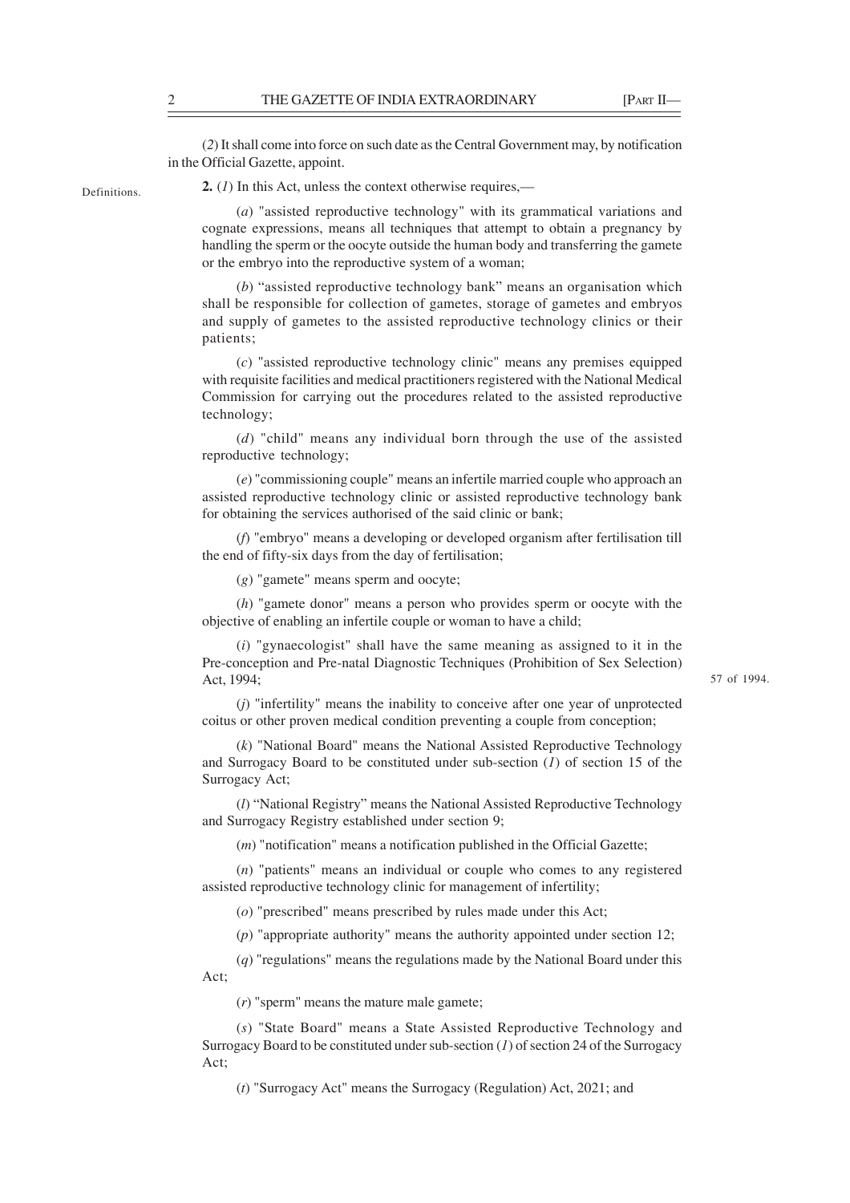(*2*) It shall come into force on such date as the Central Government may, by notification in the Official Gazette, appoint.

Definitions.

**2.** (*1*) In this Act, unless the context otherwise requires,—

(*a*) "assisted reproductive technology" with its grammatical variations and cognate expressions, means all techniques that attempt to obtain a pregnancy by handling the sperm or the oocyte outside the human body and transferring the gamete or the embryo into the reproductive system of a woman;

(*b*) "assisted reproductive technology bank" means an organisation which shall be responsible for collection of gametes, storage of gametes and embryos and supply of gametes to the assisted reproductive technology clinics or their patients;

(*c*) "assisted reproductive technology clinic" means any premises equipped with requisite facilities and medical practitioners registered with the National Medical Commission for carrying out the procedures related to the assisted reproductive technology;

(*d*) "child" means any individual born through the use of the assisted reproductive technology;

(*e*) "commissioning couple" means an infertile married couple who approach an assisted reproductive technology clinic or assisted reproductive technology bank for obtaining the services authorised of the said clinic or bank;

(*f*) "embryo" means a developing or developed organism after fertilisation till the end of fifty-six days from the day of fertilisation;

(*g*) "gamete" means sperm and oocyte;

(*h*) "gamete donor" means a person who provides sperm or oocyte with the objective of enabling an infertile couple or woman to have a child;

(*i*) "gynaecologist" shall have the same meaning as assigned to it in the Pre-conception and Pre-natal Diagnostic Techniques (Prohibition of Sex Selection) Act, 1994;

57 of 1994.

(*j*) "infertility" means the inability to conceive after one year of unprotected coitus or other proven medical condition preventing a couple from conception;

(*k*) "National Board" means the National Assisted Reproductive Technology and Surrogacy Board to be constituted under sub-section (*1*) of section 15 of the Surrogacy Act;

(*l*) "National Registry" means the National Assisted Reproductive Technology and Surrogacy Registry established under section 9;

(*m*) "notification" means a notification published in the Official Gazette;

(*n*) "patients" means an individual or couple who comes to any registered assisted reproductive technology clinic for management of infertility;

(*o*) "prescribed" means prescribed by rules made under this Act;

(*p*) "appropriate authority" means the authority appointed under section 12;

(*q*) "regulations" means the regulations made by the National Board under this Act;

(*r*) "sperm" means the mature male gamete;

(*s*) "State Board" means a State Assisted Reproductive Technology and Surrogacy Board to be constituted under sub-section (*1*) of section 24 of the Surrogacy Act;

(*t*) "Surrogacy Act" means the Surrogacy (Regulation) Act, 2021; and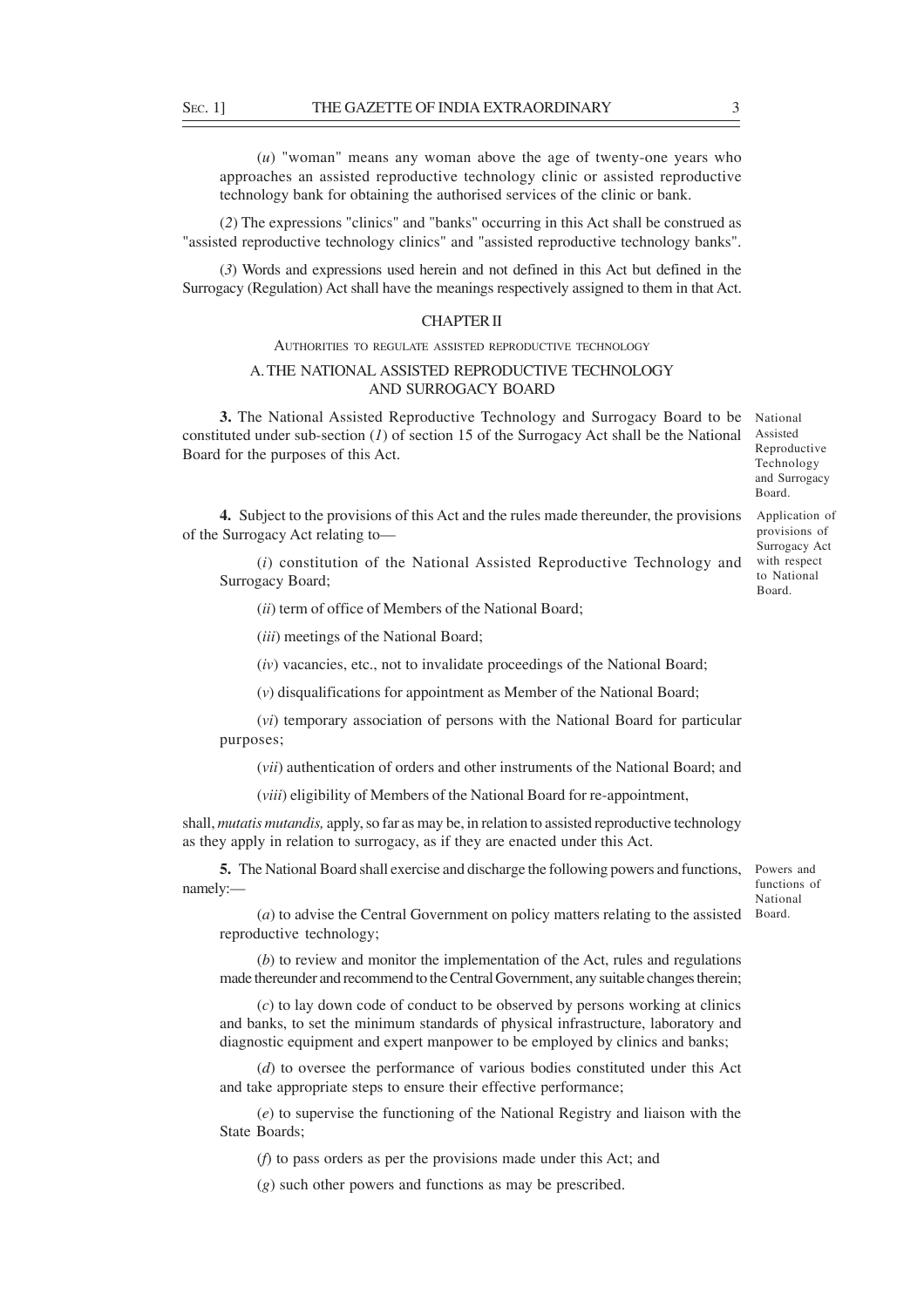(*u*) "woman" means any woman above the age of twenty-one years who approaches an assisted reproductive technology clinic or assisted reproductive technology bank for obtaining the authorised services of the clinic or bank.

(*2*) The expressions "clinics" and "banks" occurring in this Act shall be construed as "assisted reproductive technology clinics" and "assisted reproductive technology banks".

(*3*) Words and expressions used herein and not defined in this Act but defined in the Surrogacy (Regulation) Act shall have the meanings respectively assigned to them in that Act.

## CHAPTER II

### AUTHORITIES TO REGULATE ASSISTED REPRODUCTIVE TECHNOLOGY

### A. THE NATIONAL ASSISTED REPRODUCTIVE TECHNOLOGY AND SURROGACY BOARD

National Assisted Reproductive Technology and Surrogacy Board.

**3.** The National Assisted Reproductive Technology and Surrogacy Board to be constituted under sub-section (*1*) of section 15 of the Surrogacy Act shall be the National Board for the purposes of this Act.

Application of provisions of Surrogacy Act with respect to National Board.

**4.** Subject to the provisions of this Act and the rules made thereunder, the provisions of the Surrogacy Act relating to—

(*i*) constitution of the National Assisted Reproductive Technology and Surrogacy Board;

(*ii*) term of office of Members of the National Board;

(*iii*) meetings of the National Board;

(*iv*) vacancies, etc., not to invalidate proceedings of the National Board;

(*v*) disqualifications for appointment as Member of the National Board;

(*vi*) temporary association of persons with the National Board for particular purposes;

(*vii*) authentication of orders and other instruments of the National Board; and

(*viii*) eligibility of Members of the National Board for re-appointment,

shall, *mutatis mutandis,* apply, so far as may be, in relation to assisted reproductive technology as they apply in relation to surrogacy, as if they are enacted under this Act.

Powers and functions of National Board.

**5.** The National Board shall exercise and discharge the following powers and functions, namely:—

(*a*) to advise the Central Government on policy matters relating to the assisted reproductive technology;

(*b*) to review and monitor the implementation of the Act, rules and regulations made thereunder and recommend to the Central Government, any suitable changes therein;

(*c*) to lay down code of conduct to be observed by persons working at clinics and banks, to set the minimum standards of physical infrastructure, laboratory and diagnostic equipment and expert manpower to be employed by clinics and banks;

(*d*) to oversee the performance of various bodies constituted under this Act and take appropriate steps to ensure their effective performance;

(*e*) to supervise the functioning of the National Registry and liaison with the State Boards;

(*f*) to pass orders as per the provisions made under this Act; and

(*g*) such other powers and functions as may be prescribed.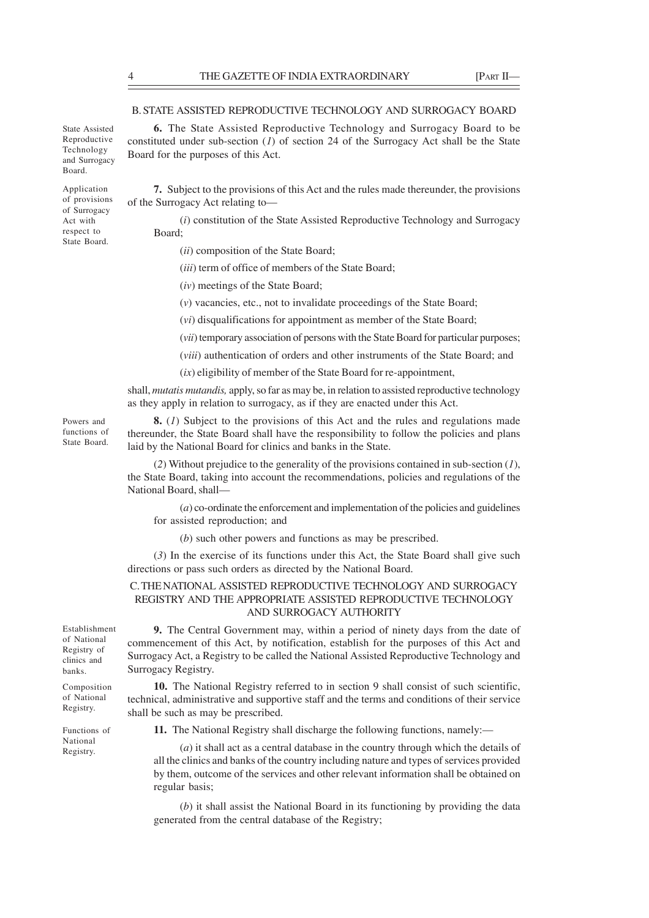## B. STATE ASSISTED REPRODUCTIVE TECHNOLOGY AND SURROGACY BOARD

State Assisted Reproductive Technology and Surrogacy Board.

**6.** The State Assisted Reproductive Technology and Surrogacy Board to be constituted under sub-section (*1*) of section 24 of the Surrogacy Act shall be the State Board for the purposes of this Act.

Application of provisions of Surrogacy Act with respect to State Board.

**7.** Subject to the provisions of this Act and the rules made thereunder, the provisions of the Surrogacy Act relating to—

(*i*) constitution of the State Assisted Reproductive Technology and Surrogacy Board;

(*ii*) composition of the State Board;

(*iii*) term of office of members of the State Board;

(*iv*) meetings of the State Board;

(*v*) vacancies, etc., not to invalidate proceedings of the State Board;

(*vi*) disqualifications for appointment as member of the State Board;

(*vii*) temporary association of persons with the State Board for particular purposes;

(*viii*) authentication of orders and other instruments of the State Board; and

(*ix*) eligibility of member of the State Board for re-appointment,

shall, *mutatis mutandis,* apply, so far as may be, in relation to assisted reproductive technology as they apply in relation to surrogacy, as if they are enacted under this Act.

Powers and functions of State Board.

**8.** (*1*) Subject to the provisions of this Act and the rules and regulations made thereunder, the State Board shall have the responsibility to follow the policies and plans laid by the National Board for clinics and banks in the State.

(*2*) Without prejudice to the generality of the provisions contained in sub-section (*1*), the State Board, taking into account the recommendations, policies and regulations of the National Board, shall—

(*a*) co-ordinate the enforcement and implementation of the policies and guidelines for assisted reproduction; and

(*b*) such other powers and functions as may be prescribed.

(*3*) In the exercise of its functions under this Act, the State Board shall give such directions or pass such orders as directed by the National Board.

## C. THE NATIONAL ASSISTED REPRODUCTIVE TECHNOLOGY AND SURROGACY REGISTRY AND THE APPROPRIATE ASSISTED REPRODUCTIVE TECHNOLOGY AND SURROGACY AUTHORITY

Establishment of National Registry of clinics and banks.

**9.** The Central Government may, within a period of ninety days from the date of commencement of this Act, by notification, establish for the purposes of this Act and Surrogacy Act, a Registry to be called the National Assisted Reproductive Technology and Surrogacy Registry.

Composition of National Registry.

**10.** The National Registry referred to in section 9 shall consist of such scientific, technical, administrative and supportive staff and the terms and conditions of their service shall be such as may be prescribed.

Functions of National Registry.

**11.** The National Registry shall discharge the following functions, namely:—

(*a*) it shall act as a central database in the country through which the details of all the clinics and banks of the country including nature and types of services provided by them, outcome of the services and other relevant information shall be obtained on regular basis;

(*b*) it shall assist the National Board in its functioning by providing the data generated from the central database of the Registry;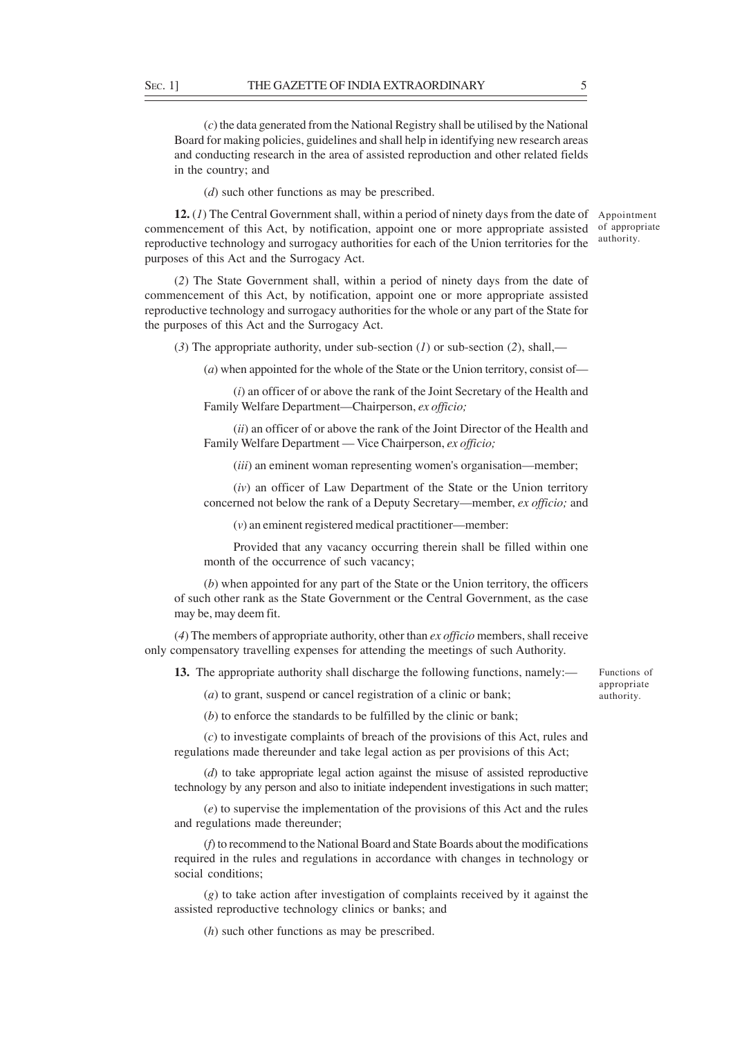(*c*) the data generated from the National Registry shall be utilised by the National Board for making policies, guidelines and shall help in identifying new research areas and conducting research in the area of assisted reproduction and other related fields in the country; and

(*d*) such other functions as may be prescribed.

Appointment of appropriate authority.

**12.** (*1*) The Central Government shall, within a period of ninety days from the date of commencement of this Act, by notification, appoint one or more appropriate assisted reproductive technology and surrogacy authorities for each of the Union territories for the purposes of this Act and the Surrogacy Act.

(*2*) The State Government shall, within a period of ninety days from the date of commencement of this Act, by notification, appoint one or more appropriate assisted reproductive technology and surrogacy authorities for the whole or any part of the State for the purposes of this Act and the Surrogacy Act.

(*3*) The appropriate authority, under sub-section (*1*) or sub-section (*2*), shall,—

(*a*) when appointed for the whole of the State or the Union territory, consist of—

(*i*) an officer of or above the rank of the Joint Secretary of the Health and Family Welfare Department—Chairperson, *ex officio;*

(*ii*) an officer of or above the rank of the Joint Director of the Health and Family Welfare Department — Vice Chairperson, *ex officio;*

(*iii*) an eminent woman representing women's organisation—member;

(*iv*) an officer of Law Department of the State or the Union territory concerned not below the rank of a Deputy Secretary—member, *ex officio;* and

(*v*) an eminent registered medical practitioner—member:

Provided that any vacancy occurring therein shall be filled within one month of the occurrence of such vacancy;

(*b*) when appointed for any part of the State or the Union territory, the officers of such other rank as the State Government or the Central Government, as the case may be, may deem fit.

(*4*) The members of appropriate authority, other than *ex officio* members, shall receive only compensatory travelling expenses for attending the meetings of such Authority.

Functions of appropriate authority.

**13.** The appropriate authority shall discharge the following functions, namely:—

(*a*) to grant, suspend or cancel registration of a clinic or bank;

(*b*) to enforce the standards to be fulfilled by the clinic or bank;

(*c*) to investigate complaints of breach of the provisions of this Act, rules and regulations made thereunder and take legal action as per provisions of this Act;

(*d*) to take appropriate legal action against the misuse of assisted reproductive technology by any person and also to initiate independent investigations in such matter;

(*e*) to supervise the implementation of the provisions of this Act and the rules and regulations made thereunder;

(*f*) to recommend to the National Board and State Boards about the modifications required in the rules and regulations in accordance with changes in technology or social conditions;

(*g*) to take action after investigation of complaints received by it against the assisted reproductive technology clinics or banks; and

(*h*) such other functions as may be prescribed.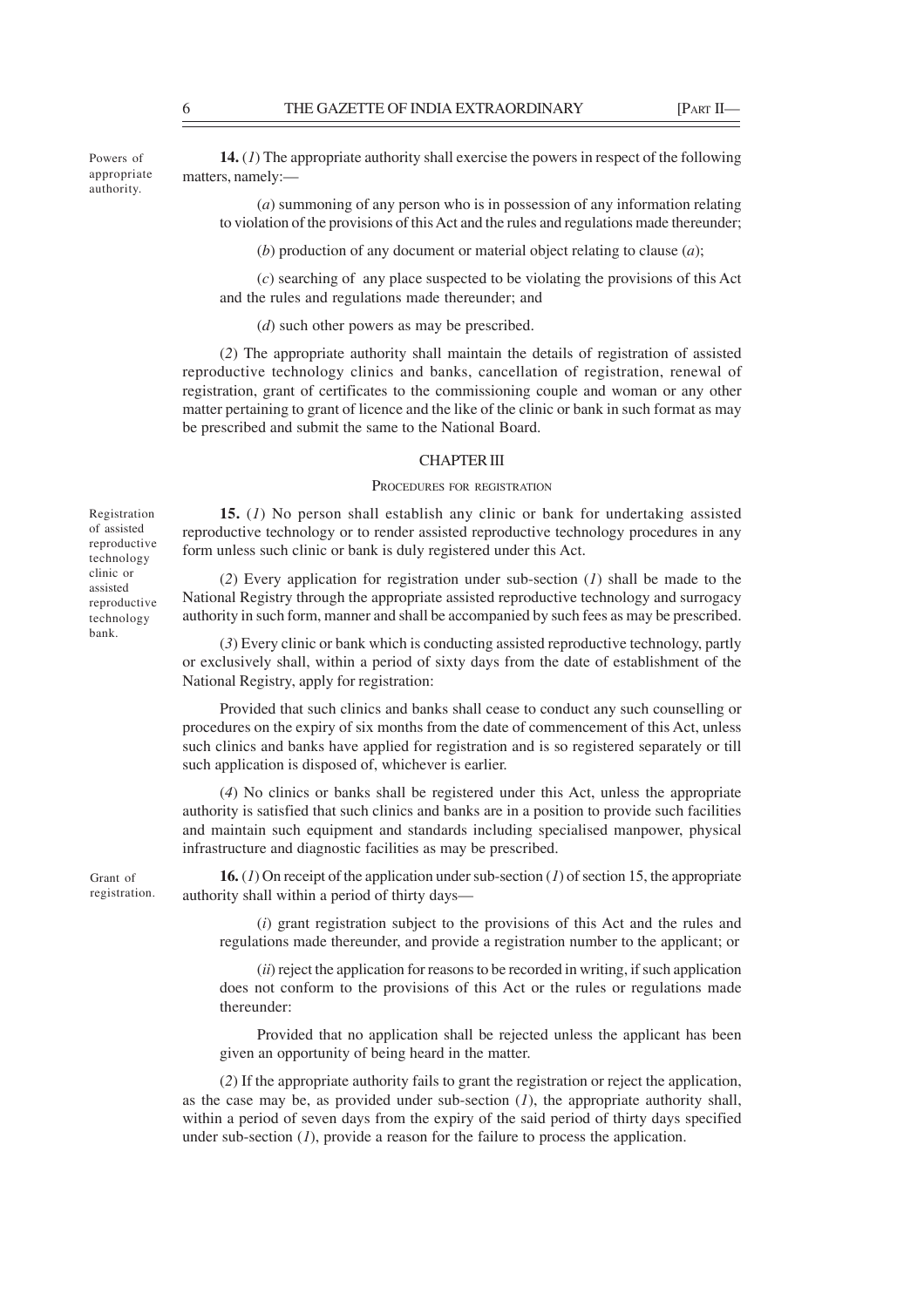Powers of appropriate authority.

**14.** (*1*) The appropriate authority shall exercise the powers in respect of the following matters, namely:—

(*a*) summoning of any person who is in possession of any information relating to violation of the provisions of this Act and the rules and regulations made thereunder;

(*b*) production of any document or material object relating to clause (*a*);

(*c*) searching of any place suspected to be violating the provisions of this Act and the rules and regulations made thereunder; and

(*d*) such other powers as may be prescribed.

(*2*) The appropriate authority shall maintain the details of registration of assisted reproductive technology clinics and banks, cancellation of registration, renewal of registration, grant of certificates to the commissioning couple and woman or any other matter pertaining to grant of licence and the like of the clinic or bank in such format as may be prescribed and submit the same to the National Board.

## CHAPTER III

### PROCEDURES FOR REGISTRATION

Registration of assisted reproductive technology clinic or assisted reproductive technology bank.

**15.** (*1*) No person shall establish any clinic or bank for undertaking assisted reproductive technology or to render assisted reproductive technology procedures in any form unless such clinic or bank is duly registered under this Act.

(*2*) Every application for registration under sub-section (*1*) shall be made to the National Registry through the appropriate assisted reproductive technology and surrogacy authority in such form, manner and shall be accompanied by such fees as may be prescribed.

(*3*) Every clinic or bank which is conducting assisted reproductive technology, partly or exclusively shall, within a period of sixty days from the date of establishment of the National Registry, apply for registration:

Provided that such clinics and banks shall cease to conduct any such counselling or procedures on the expiry of six months from the date of commencement of this Act, unless such clinics and banks have applied for registration and is so registered separately or till such application is disposed of, whichever is earlier.

(*4*) No clinics or banks shall be registered under this Act, unless the appropriate authority is satisfied that such clinics and banks are in a position to provide such facilities and maintain such equipment and standards including specialised manpower, physical infrastructure and diagnostic facilities as may be prescribed.

Grant of registration.

**16.** (*1*) On receipt of the application under sub-section (*1*) of section 15, the appropriate authority shall within a period of thirty days—

(*i*) grant registration subject to the provisions of this Act and the rules and regulations made thereunder, and provide a registration number to the applicant; or

(*ii*) reject the application for reasons to be recorded in writing, if such application does not conform to the provisions of this Act or the rules or regulations made thereunder:

Provided that no application shall be rejected unless the applicant has been given an opportunity of being heard in the matter.

(*2*) If the appropriate authority fails to grant the registration or reject the application, as the case may be, as provided under sub-section (*1*), the appropriate authority shall, within a period of seven days from the expiry of the said period of thirty days specified under sub-section (*1*), provide a reason for the failure to process the application.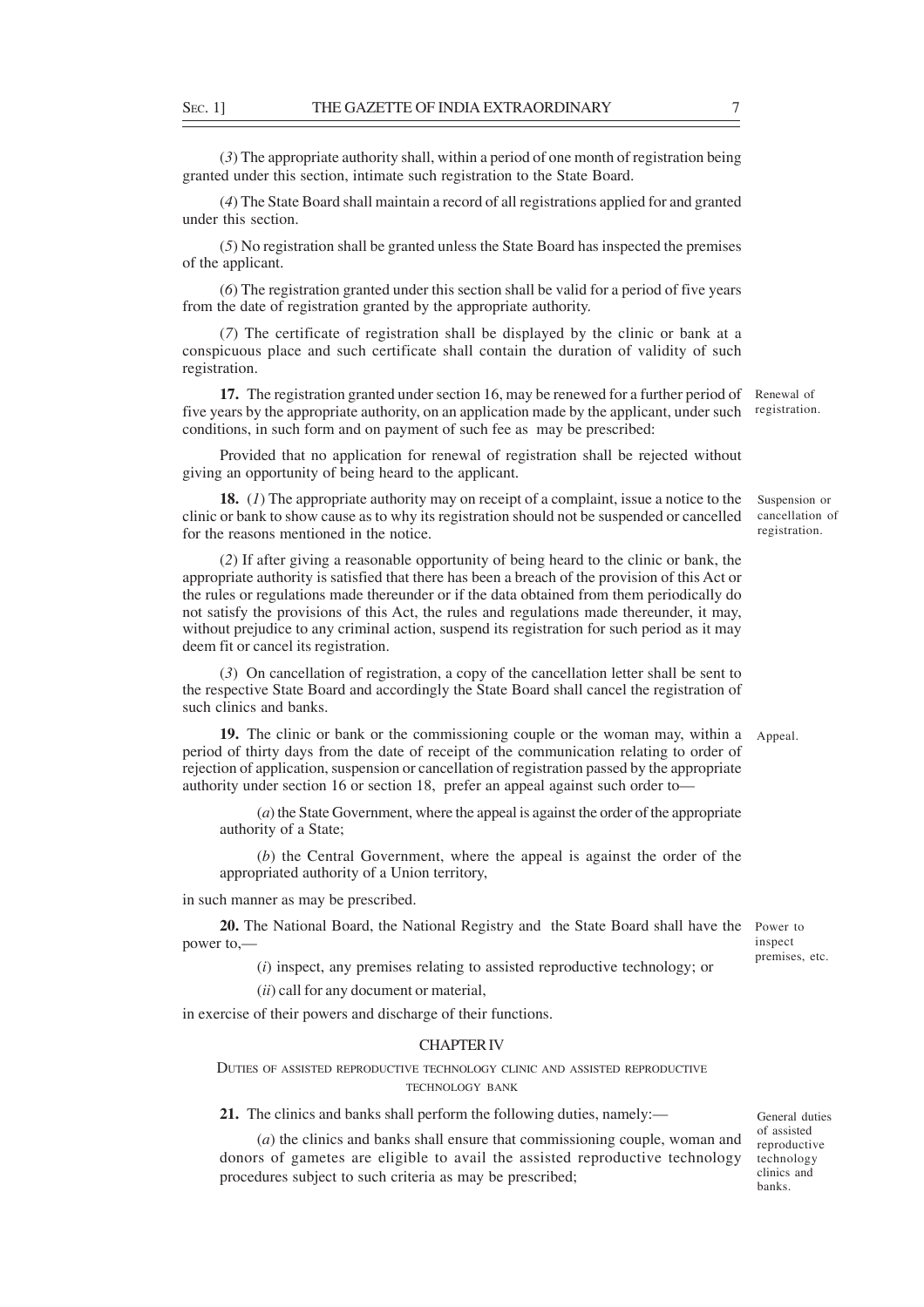(*3*) The appropriate authority shall, within a period of one month of registration being granted under this section, intimate such registration to the State Board.

(*4*) The State Board shall maintain a record of all registrations applied for and granted under this section.

(*5*) No registration shall be granted unless the State Board has inspected the premises of the applicant.

(*6*) The registration granted under this section shall be valid for a period of five years from the date of registration granted by the appropriate authority.

(*7*) The certificate of registration shall be displayed by the clinic or bank at a conspicuous place and such certificate shall contain the duration of validity of such registration.

Renewal of registration.

**17.** The registration granted under section 16, may be renewed for a further period of five years by the appropriate authority, on an application made by the applicant, under such conditions, in such form and on payment of such fee as may be prescribed:

Provided that no application for renewal of registration shall be rejected without giving an opportunity of being heard to the applicant.

Suspension or cancellation of registration.

**18.** (*1*) The appropriate authority may on receipt of a complaint, issue a notice to the clinic or bank to show cause as to why its registration should not be suspended or cancelled for the reasons mentioned in the notice.

(*2*) If after giving a reasonable opportunity of being heard to the clinic or bank, the appropriate authority is satisfied that there has been a breach of the provision of this Act or the rules or regulations made thereunder or if the data obtained from them periodically do not satisfy the provisions of this Act, the rules and regulations made thereunder, it may, without prejudice to any criminal action, suspend its registration for such period as it may deem fit or cancel its registration.

(*3*) On cancellation of registration, a copy of the cancellation letter shall be sent to the respective State Board and accordingly the State Board shall cancel the registration of such clinics and banks.

Appeal.

**19.** The clinic or bank or the commissioning couple or the woman may, within a period of thirty days from the date of receipt of the communication relating to order of rejection of application, suspension or cancellation of registration passed by the appropriate authority under section 16 or section 18, prefer an appeal against such order to—

(*a*) the State Government, where the appeal is against the order of the appropriate authority of a State;

(*b*) the Central Government, where the appeal is against the order of the appropriated authority of a Union territory,

in such manner as may be prescribed.

Power to inspect premises, etc.

**20.** The National Board, the National Registry and the State Board shall have the power to,—

(*i*) inspect, any premises relating to assisted reproductive technology; or

(*ii*) call for any document or material,

in exercise of their powers and discharge of their functions.

## CHAPTER IV

### DUTIES OF ASSISTED REPRODUCTIVE TECHNOLOGY CLINIC AND ASSISTED REPRODUCTIVE TECHNOLOGY BANK

General duties of assisted reproductive technology clinics and banks.

**21.** The clinics and banks shall perform the following duties, namely:—

(*a*) the clinics and banks shall ensure that commissioning couple, woman and donors of gametes are eligible to avail the assisted reproductive technology procedures subject to such criteria as may be prescribed;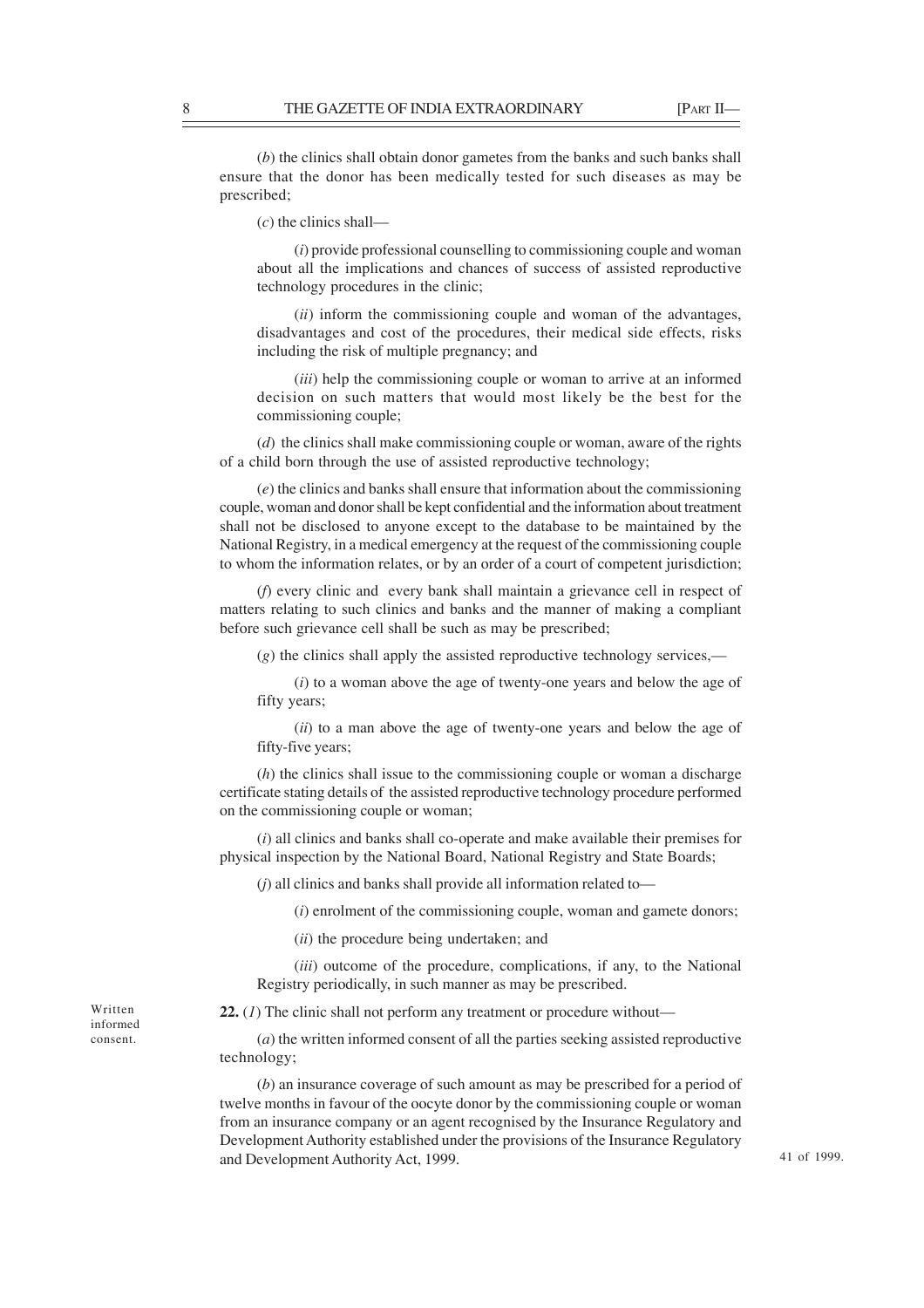(*b*) the clinics shall obtain donor gametes from the banks and such banks shall ensure that the donor has been medically tested for such diseases as may be prescribed;

(*c*) the clinics shall—

(*i*) provide professional counselling to commissioning couple and woman about all the implications and chances of success of assisted reproductive technology procedures in the clinic;

(*ii*) inform the commissioning couple and woman of the advantages, disadvantages and cost of the procedures, their medical side effects, risks including the risk of multiple pregnancy; and

(*iii*) help the commissioning couple or woman to arrive at an informed decision on such matters that would most likely be the best for the commissioning couple;

(*d*) the clinics shall make commissioning couple or woman, aware of the rights of a child born through the use of assisted reproductive technology;

(*e*) the clinics and banks shall ensure that information about the commissioning couple, woman and donor shall be kept confidential and the information about treatment shall not be disclosed to anyone except to the database to be maintained by the National Registry, in a medical emergency at the request of the commissioning couple to whom the information relates, or by an order of a court of competent jurisdiction;

(*f*) every clinic and every bank shall maintain a grievance cell in respect of matters relating to such clinics and banks and the manner of making a compliant before such grievance cell shall be such as may be prescribed;

(*g*) the clinics shall apply the assisted reproductive technology services,—

(*i*) to a woman above the age of twenty-one years and below the age of fifty years;

(*ii*) to a man above the age of twenty-one years and below the age of fifty-five years;

(*h*) the clinics shall issue to the commissioning couple or woman a discharge certificate stating details of the assisted reproductive technology procedure performed on the commissioning couple or woman;

(*i*) all clinics and banks shall co-operate and make available their premises for physical inspection by the National Board, National Registry and State Boards;

(*j*) all clinics and banks shall provide all information related to—

(*i*) enrolment of the commissioning couple, woman and gamete donors;

(*ii*) the procedure being undertaken; and

(*iii*) outcome of the procedure, complications, if any, to the National Registry periodically, in such manner as may be prescribed.

Written informed consent.

**22.** (*1*) The clinic shall not perform any treatment or procedure without—

(*a*) the written informed consent of all the parties seeking assisted reproductive technology;

(*b*) an insurance coverage of such amount as may be prescribed for a period of twelve months in favour of the oocyte donor by the commissioning couple or woman from an insurance company or an agent recognised by the Insurance Regulatory and Development Authority established under the provisions of the Insurance Regulatory and Development Authority Act, 1999.

41 of 1999.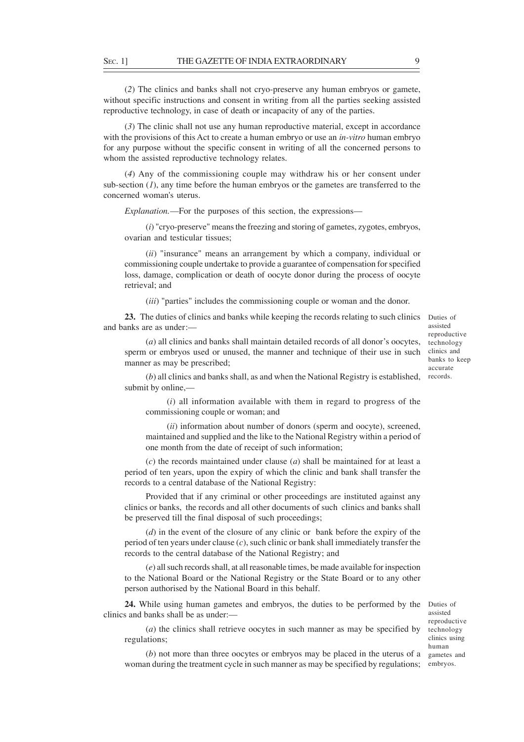(*2*) The clinics and banks shall not cryo-preserve any human embryos or gamete, without specific instructions and consent in writing from all the parties seeking assisted reproductive technology, in case of death or incapacity of any of the parties.

(*3*) The clinic shall not use any human reproductive material, except in accordance with the provisions of this Act to create a human embryo or use an *in-vitro* human embryo for any purpose without the specific consent in writing of all the concerned persons to whom the assisted reproductive technology relates.

(*4*) Any of the commissioning couple may withdraw his or her consent under sub-section (*1*), any time before the human embryos or the gametes are transferred to the concerned woman's uterus.

*Explanation.*—For the purposes of this section, the expressions—

(*i*) "cryo-preserve" means the freezing and storing of gametes, zygotes, embryos, ovarian and testicular tissues;

(*ii*) "insurance" means an arrangement by which a company, individual or commissioning couple undertake to provide a guarantee of compensation for specified loss, damage, complication or death of oocyte donor during the process of oocyte retrieval; and

(*iii*) "parties" includes the commissioning couple or woman and the donor.

Duties of assisted reproductive technology clinics and banks to keep accurate records.

**23.** The duties of clinics and banks while keeping the records relating to such clinics and banks are as under:—

(*a*) all clinics and banks shall maintain detailed records of all donor's oocytes, sperm or embryos used or unused, the manner and technique of their use in such manner as may be prescribed;

(*b*) all clinics and banks shall, as and when the National Registry is established, submit by online,—

(*i*) all information available with them in regard to progress of the commissioning couple or woman; and

(*ii*) information about number of donors (sperm and oocyte), screened, maintained and supplied and the like to the National Registry within a period of one month from the date of receipt of such information;

(*c*) the records maintained under clause (*a*) shall be maintained for at least a period of ten years, upon the expiry of which the clinic and bank shall transfer the records to a central database of the National Registry:

Provided that if any criminal or other proceedings are instituted against any clinics or banks, the records and all other documents of such clinics and banks shall be preserved till the final disposal of such proceedings;

(*d*) in the event of the closure of any clinic or bank before the expiry of the period of ten years under clause (*c*), such clinic or bank shall immediately transfer the records to the central database of the National Registry; and

(*e*) all such records shall, at all reasonable times, be made available for inspection to the National Board or the National Registry or the State Board or to any other person authorised by the National Board in this behalf.

Duties of assisted reproductive technology clinics using human gametes and embryos.

**24.** While using human gametes and embryos, the duties to be performed by the clinics and banks shall be as under:—

(*a*) the clinics shall retrieve oocytes in such manner as may be specified by regulations;

(*b*) not more than three oocytes or embryos may be placed in the uterus of a woman during the treatment cycle in such manner as may be specified by regulations;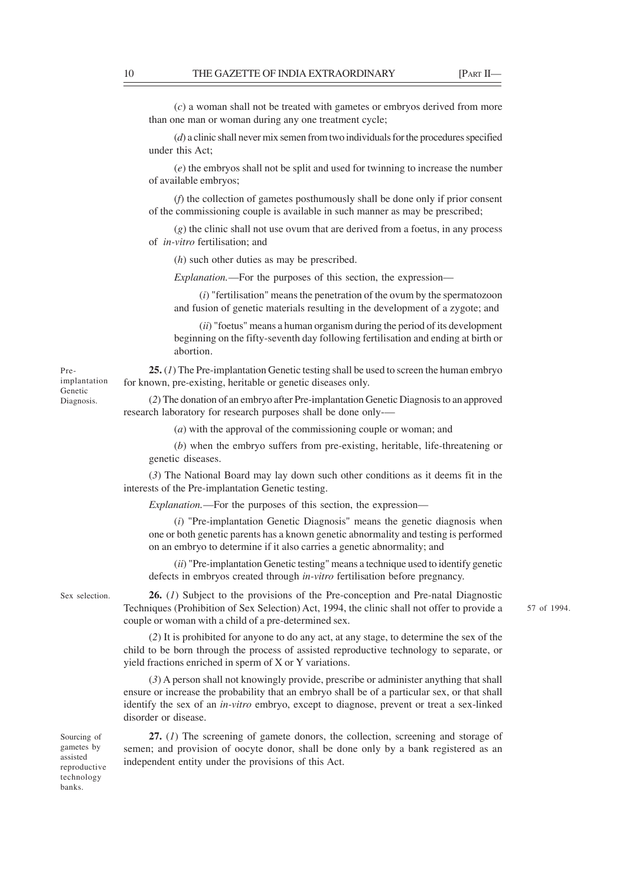(*c*) a woman shall not be treated with gametes or embryos derived from more than one man or woman during any one treatment cycle;

(*d*) a clinic shall never mix semen from two individuals for the procedures specified under this Act;

(*e*) the embryos shall not be split and used for twinning to increase the number of available embryos;

(*f*) the collection of gametes posthumously shall be done only if prior consent of the commissioning couple is available in such manner as may be prescribed;

(*g*) the clinic shall not use ovum that are derived from a foetus, in any process of *in-vitro* fertilisation; and

(*h*) such other duties as may be prescribed.

*Explanation.*—For the purposes of this section, the expression—

(*i*) "fertilisation" means the penetration of the ovum by the spermatozoon and fusion of genetic materials resulting in the development of a zygote; and

(*ii*) "foetus" means a human organism during the period of its development beginning on the fifty-seventh day following fertilisation and ending at birth or abortion.

Pre-implantation Genetic Diagnosis.

**25.** (*1*) The Pre-implantation Genetic testing shall be used to screen the human embryo for known, pre-existing, heritable or genetic diseases only.

(*2*) The donation of an embryo after Pre-implantation Genetic Diagnosis to an approved research laboratory for research purposes shall be done only-—

(*a*) with the approval of the commissioning couple or woman; and

(*b*) when the embryo suffers from pre-existing, heritable, life-threatening or genetic diseases.

(*3*) The National Board may lay down such other conditions as it deems fit in the interests of the Pre-implantation Genetic testing.

*Explanation.*—For the purposes of this section, the expression—

(*i*) "Pre-implantation Genetic Diagnosis" means the genetic diagnosis when one or both genetic parents has a known genetic abnormality and testing is performed on an embryo to determine if it also carries a genetic abnormality; and

(*ii*) "Pre-implantation Genetic testing" means a technique used to identify genetic defects in embryos created through *in-vitro* fertilisation before pregnancy.

Sex selection.

**26.** (*1*) Subject to the provisions of the Pre-conception and Pre-natal Diagnostic Techniques (Prohibition of Sex Selection) Act, 1994, the clinic shall not offer to provide a couple or woman with a child of a pre-determined sex.

57 of 1994.

(*2*) It is prohibited for anyone to do any act, at any stage, to determine the sex of the child to be born through the process of assisted reproductive technology to separate, or yield fractions enriched in sperm of X or Y variations.

(*3*) A person shall not knowingly provide, prescribe or administer anything that shall ensure or increase the probability that an embryo shall be of a particular sex, or that shall identify the sex of an *in-vitro* embryo, except to diagnose, prevent or treat a sex-linked disorder or disease.

Sourcing of gametes by assisted reproductive technology banks.

**27.** (*1*) The screening of gamete donors, the collection, screening and storage of semen; and provision of oocyte donor, shall be done only by a bank registered as an independent entity under the provisions of this Act.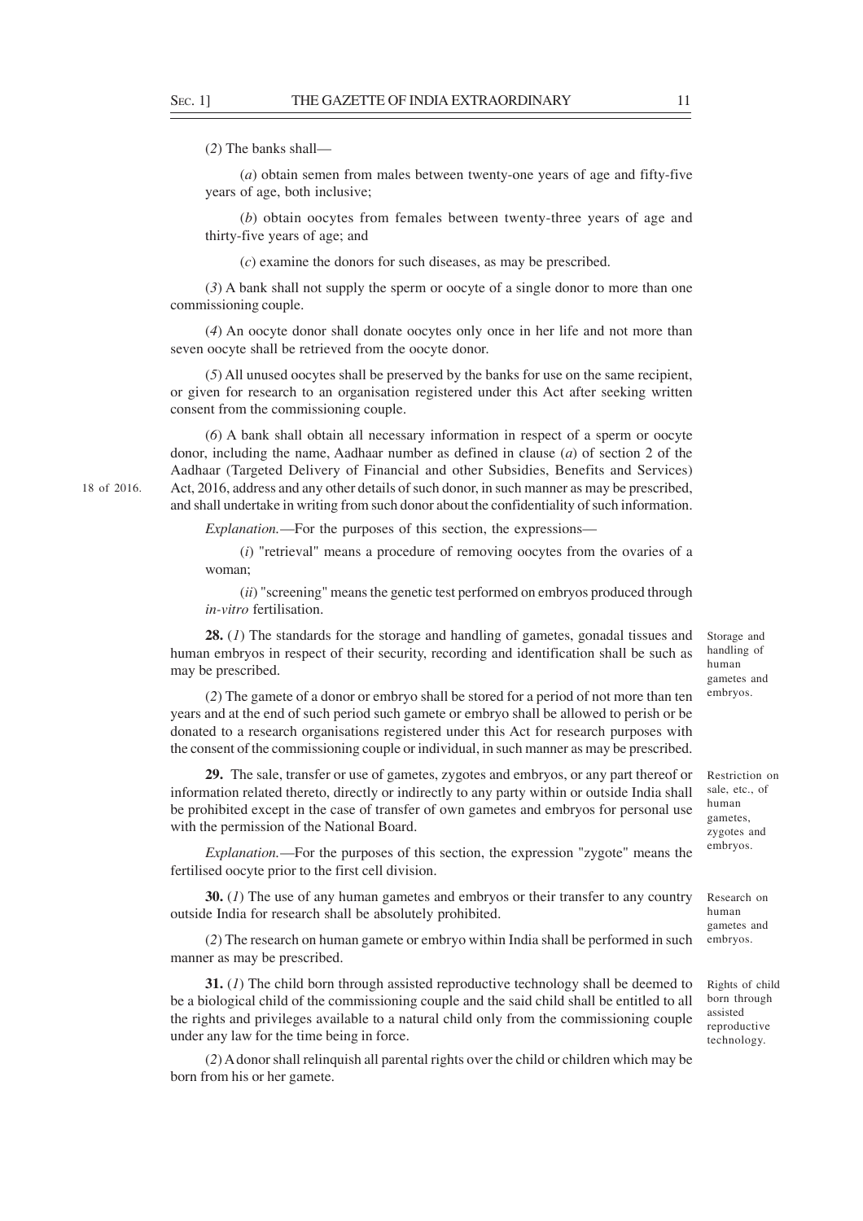(*2*) The banks shall—

(*a*) obtain semen from males between twenty-one years of age and fifty-five years of age, both inclusive;

(*b*) obtain oocytes from females between twenty-three years of age and thirty-five years of age; and

(*c*) examine the donors for such diseases, as may be prescribed.

(*3*) A bank shall not supply the sperm or oocyte of a single donor to more than one commissioning couple.

(*4*) An oocyte donor shall donate oocytes only once in her life and not more than seven oocyte shall be retrieved from the oocyte donor.

(*5*) All unused oocytes shall be preserved by the banks for use on the same recipient, or given for research to an organisation registered under this Act after seeking written consent from the commissioning couple.

(*6*) A bank shall obtain all necessary information in respect of a sperm or oocyte donor, including the name, Aadhaar number as defined in clause (*a*) of section 2 of the Aadhaar (Targeted Delivery of Financial and other Subsidies, Benefits and Services) Act, 2016, address and any other details of such donor, in such manner as may be prescribed, and shall undertake in writing from such donor about the confidentiality of such information.

18 of 2016.

*Explanation.*—For the purposes of this section, the expressions—

(*i*) "retrieval" means a procedure of removing oocytes from the ovaries of a woman;

(*ii*) "screening" means the genetic test performed on embryos produced through *in-vitro* fertilisation.

Storage and handling of human gametes and embryos.

**28.** (*1*) The standards for the storage and handling of gametes, gonadal tissues and human embryos in respect of their security, recording and identification shall be such as may be prescribed.

(*2*) The gamete of a donor or embryo shall be stored for a period of not more than ten years and at the end of such period such gamete or embryo shall be allowed to perish or be donated to a research organisations registered under this Act for research purposes with the consent of the commissioning couple or individual, in such manner as may be prescribed.

Restriction on sale, etc., of human gametes, zygotes and embryos.

**29.** The sale, transfer or use of gametes, zygotes and embryos, or any part thereof or information related thereto, directly or indirectly to any party within or outside India shall be prohibited except in the case of transfer of own gametes and embryos for personal use with the permission of the National Board.

*Explanation.*—For the purposes of this section, the expression "zygote" means the fertilised oocyte prior to the first cell division.

Research on human gametes and embryos.

**30.** (*1*) The use of any human gametes and embryos or their transfer to any country outside India for research shall be absolutely prohibited.

(*2*) The research on human gamete or embryo within India shall be performed in such manner as may be prescribed.

Rights of child born through assisted reproductive technology.

**31.** (*1*) The child born through assisted reproductive technology shall be deemed to be a biological child of the commissioning couple and the said child shall be entitled to all the rights and privileges available to a natural child only from the commissioning couple under any law for the time being in force.

(*2*) A donor shall relinquish all parental rights over the child or children which may be born from his or her gamete.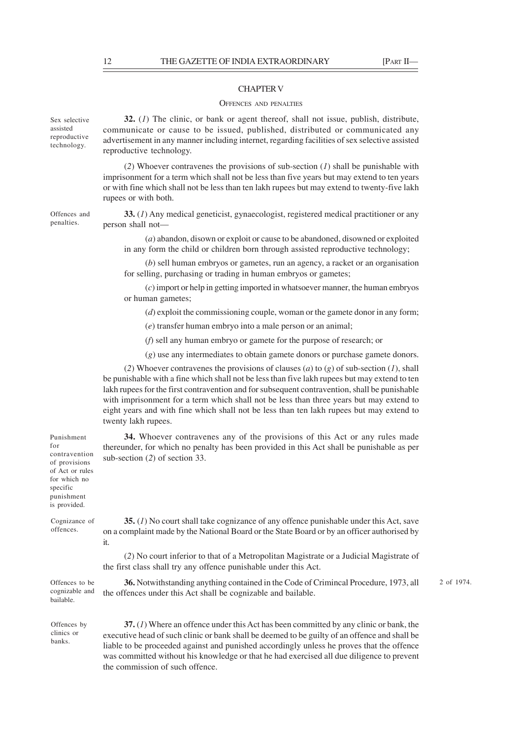## CHAPTER V

### OFFENCES AND PENALTIES

*Sex selective assisted reproductive technology.*

**32.** (*1*) The clinic, or bank or agent thereof, shall not issue, publish, distribute, communicate or cause to be issued, published, distributed or communicated any advertisement in any manner including internet, regarding facilities of sex selective assisted reproductive technology.

(*2*) Whoever contravenes the provisions of sub-section (*1*) shall be punishable with imprisonment for a term which shall not be less than five years but may extend to ten years or with fine which shall not be less than ten lakh rupees but may extend to twenty-five lakh rupees or with both.

*Offences and penalties.*

**33.** (*1*) Any medical geneticist, gynaecologist, registered medical practitioner or any person shall not—

(*a*) abandon, disown or exploit or cause to be abandoned, disowned or exploited in any form the child or children born through assisted reproductive technology;

(*b*) sell human embryos or gametes, run an agency, a racket or an organisation for selling, purchasing or trading in human embryos or gametes;

(*c*) import or help in getting imported in whatsoever manner, the human embryos or human gametes;

(*d*) exploit the commissioning couple, woman or the gamete donor in any form;

(*e*) transfer human embryo into a male person or an animal;

(*f*) sell any human embryo or gamete for the purpose of research; or

(*g*) use any intermediates to obtain gamete donors or purchase gamete donors.

(*2*) Whoever contravenes the provisions of clauses (*a*) to (*g*) of sub-section (*1*), shall be punishable with a fine which shall not be less than five lakh rupees but may extend to ten lakh rupees for the first contravention and for subsequent contravention, shall be punishable with imprisonment for a term which shall not be less than three years but may extend to eight years and with fine which shall not be less than ten lakh rupees but may extend to twenty lakh rupees.

*Punishment for contravention of provisions of Act or rules for which no specific punishment is provided.*

**34.** Whoever contravenes any of the provisions of this Act or any rules made thereunder, for which no penalty has been provided in this Act shall be punishable as per sub-section (*2*) of section 33.

*Cognizance of offences.*

**35.** (*1*) No court shall take cognizance of any offence punishable under this Act, save on a complaint made by the National Board or the State Board or by an officer authorised by it.

(*2*) No court inferior to that of a Metropolitan Magistrate or a Judicial Magistrate of the first class shall try any offence punishable under this Act.

*Offences to be cognizable and bailable.*

**36.** Notwithstanding anything contained in the Code of Crimincal Procedure, 1973, all the offences under this Act shall be cognizable and bailable.

*2 of 1974.*

*Offences by clinics or banks.*

**37.** (*1*) Where an offence under this Act has been committed by any clinic or bank, the executive head of such clinic or bank shall be deemed to be guilty of an offence and shall be liable to be proceeded against and punished accordingly unless he proves that the offence was committed without his knowledge or that he had exercised all due diligence to prevent the commission of such offence.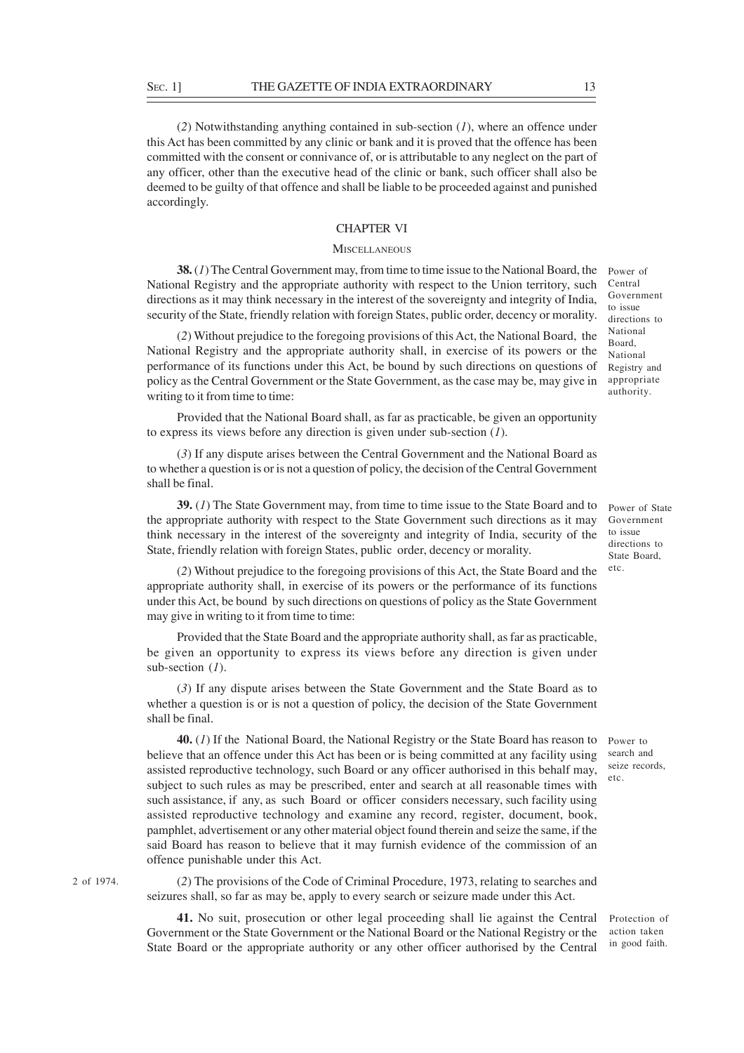(*2*) Notwithstanding anything contained in sub-section (*1*), where an offence under this Act has been committed by any clinic or bank and it is proved that the offence has been committed with the consent or connivance of, or is attributable to any neglect on the part of any officer, other than the executive head of the clinic or bank, such officer shall also be deemed to be guilty of that offence and shall be liable to be proceeded against and punished accordingly.

## CHAPTER VI

### MISCELLANEOUS

*Power of Central Government to issue directions to National Board, National Registry and appropriate authority.*

**38.** (*1*) The Central Government may, from time to time issue to the National Board, the National Registry and the appropriate authority with respect to the Union territory, such directions as it may think necessary in the interest of the sovereignty and integrity of India, security of the State, friendly relation with foreign States, public order, decency or morality.

(*2*) Without prejudice to the foregoing provisions of this Act, the National Board, the National Registry and the appropriate authority shall, in exercise of its powers or the performance of its functions under this Act, be bound by such directions on questions of policy as the Central Government or the State Government, as the case may be, may give in writing to it from time to time:

Provided that the National Board shall, as far as practicable, be given an opportunity to express its views before any direction is given under sub-section (*1*).

(*3*) If any dispute arises between the Central Government and the National Board as to whether a question is or is not a question of policy, the decision of the Central Government shall be final.

*Power of State Government to issue directions to State Board, etc.*

**39.** (*1*) The State Government may, from time to time issue to the State Board and to the appropriate authority with respect to the State Government such directions as it may think necessary in the interest of the sovereignty and integrity of India, security of the State, friendly relation with foreign States, public order, decency or morality.

(*2*) Without prejudice to the foregoing provisions of this Act, the State Board and the appropriate authority shall, in exercise of its powers or the performance of its functions under this Act, be bound by such directions on questions of policy as the State Government may give in writing to it from time to time:

Provided that the State Board and the appropriate authority shall, as far as practicable, be given an opportunity to express its views before any direction is given under sub-section (*1*).

(*3*) If any dispute arises between the State Government and the State Board as to whether a question is or is not a question of policy, the decision of the State Government shall be final.

*Power to search and seize records, etc.*

**40.** (*1*) If the National Board, the National Registry or the State Board has reason to believe that an offence under this Act has been or is being committed at any facility using assisted reproductive technology, such Board or any officer authorised in this behalf may, subject to such rules as may be prescribed, enter and search at all reasonable times with such assistance, if any, as such Board or officer considers necessary, such facility using assisted reproductive technology and examine any record, register, document, book, pamphlet, advertisement or any other material object found therein and seize the same, if the said Board has reason to believe that it may furnish evidence of the commission of an offence punishable under this Act.

*2 of 1974.*

(*2*) The provisions of the Code of Criminal Procedure, 1973, relating to searches and seizures shall, so far as may be, apply to every search or seizure made under this Act.

*Protection of action taken in good faith.*

**41.** No suit, prosecution or other legal proceeding shall lie against the Central Government or the State Government or the National Board or the National Registry or the State Board or the appropriate authority or any other officer authorised by the Central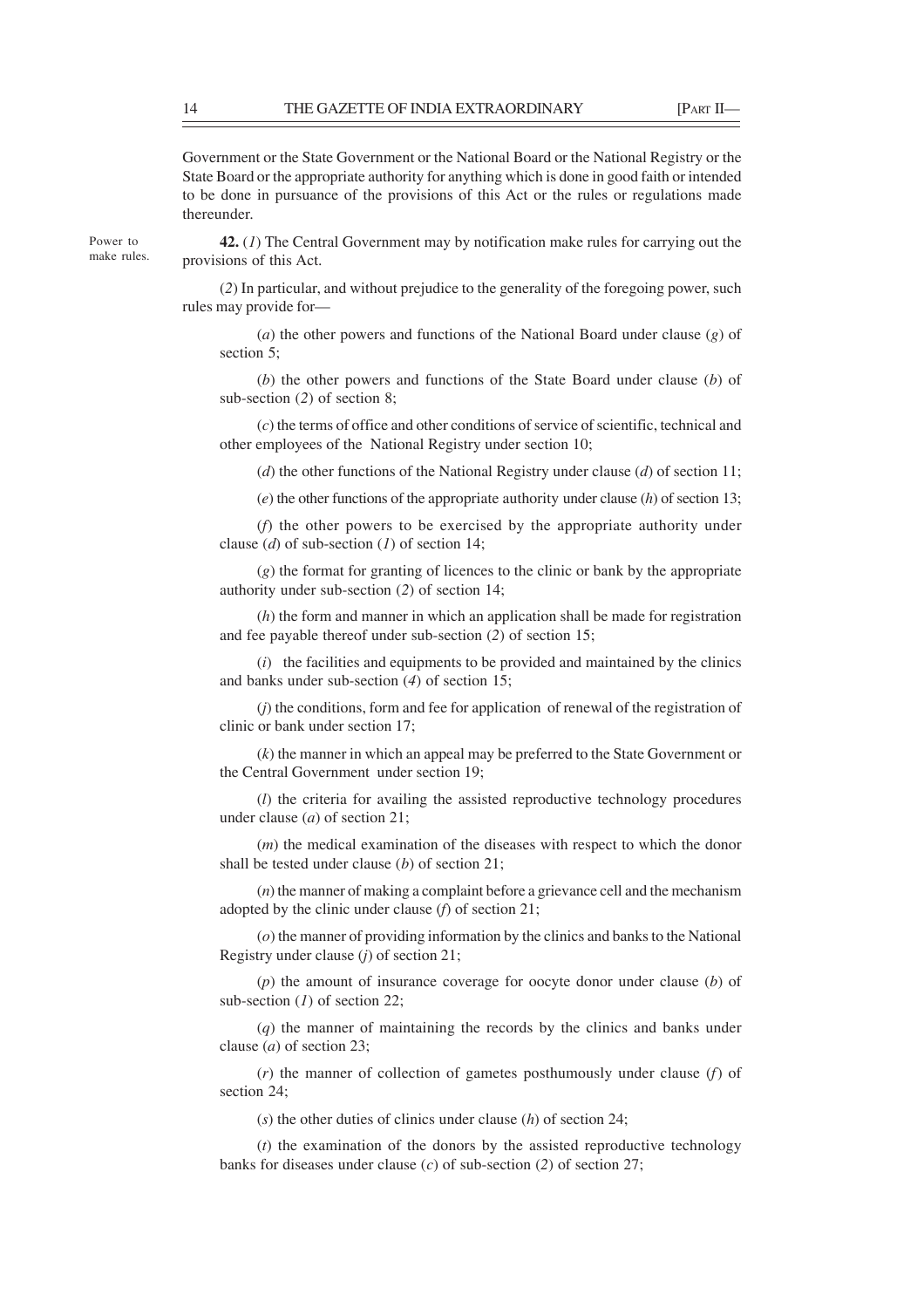Government or the State Government or the National Board or the National Registry or the State Board or the appropriate authority for anything which is done in good faith or intended to be done in pursuance of the provisions of this Act or the rules or regulations made thereunder.

Power to make rules.

**42.** (*1*) The Central Government may by notification make rules for carrying out the provisions of this Act.

(*2*) In particular, and without prejudice to the generality of the foregoing power, such rules may provide for—

(*a*) the other powers and functions of the National Board under clause (*g*) of section 5;

(*b*) the other powers and functions of the State Board under clause (*b*) of sub-section (*2*) of section 8;

(*c*) the terms of office and other conditions of service of scientific, technical and other employees of the National Registry under section 10;

(*d*) the other functions of the National Registry under clause (*d*) of section 11;

(*e*) the other functions of the appropriate authority under clause (*h*) of section 13;

(*f*) the other powers to be exercised by the appropriate authority under clause (*d*) of sub-section (*1*) of section 14;

(*g*) the format for granting of licences to the clinic or bank by the appropriate authority under sub-section (*2*) of section 14;

(*h*) the form and manner in which an application shall be made for registration and fee payable thereof under sub-section (*2*) of section 15;

(*i*) the facilities and equipments to be provided and maintained by the clinics and banks under sub-section (*4*) of section 15;

(*j*) the conditions, form and fee for application of renewal of the registration of clinic or bank under section 17;

(*k*) the manner in which an appeal may be preferred to the State Government or the Central Government under section 19;

(*l*) the criteria for availing the assisted reproductive technology procedures under clause (*a*) of section 21;

(*m*) the medical examination of the diseases with respect to which the donor shall be tested under clause (*b*) of section 21;

(*n*) the manner of making a complaint before a grievance cell and the mechanism adopted by the clinic under clause (*f*) of section 21;

(*o*) the manner of providing information by the clinics and banks to the National Registry under clause (*j*) of section 21;

(*p*) the amount of insurance coverage for oocyte donor under clause (*b*) of sub-section (*1*) of section 22;

(*q*) the manner of maintaining the records by the clinics and banks under clause (*a*) of section 23;

(*r*) the manner of collection of gametes posthumously under clause (*f*) of section 24;

(*s*) the other duties of clinics under clause (*h*) of section 24;

(*t*) the examination of the donors by the assisted reproductive technology banks for diseases under clause (*c*) of sub-section (*2*) of section 27;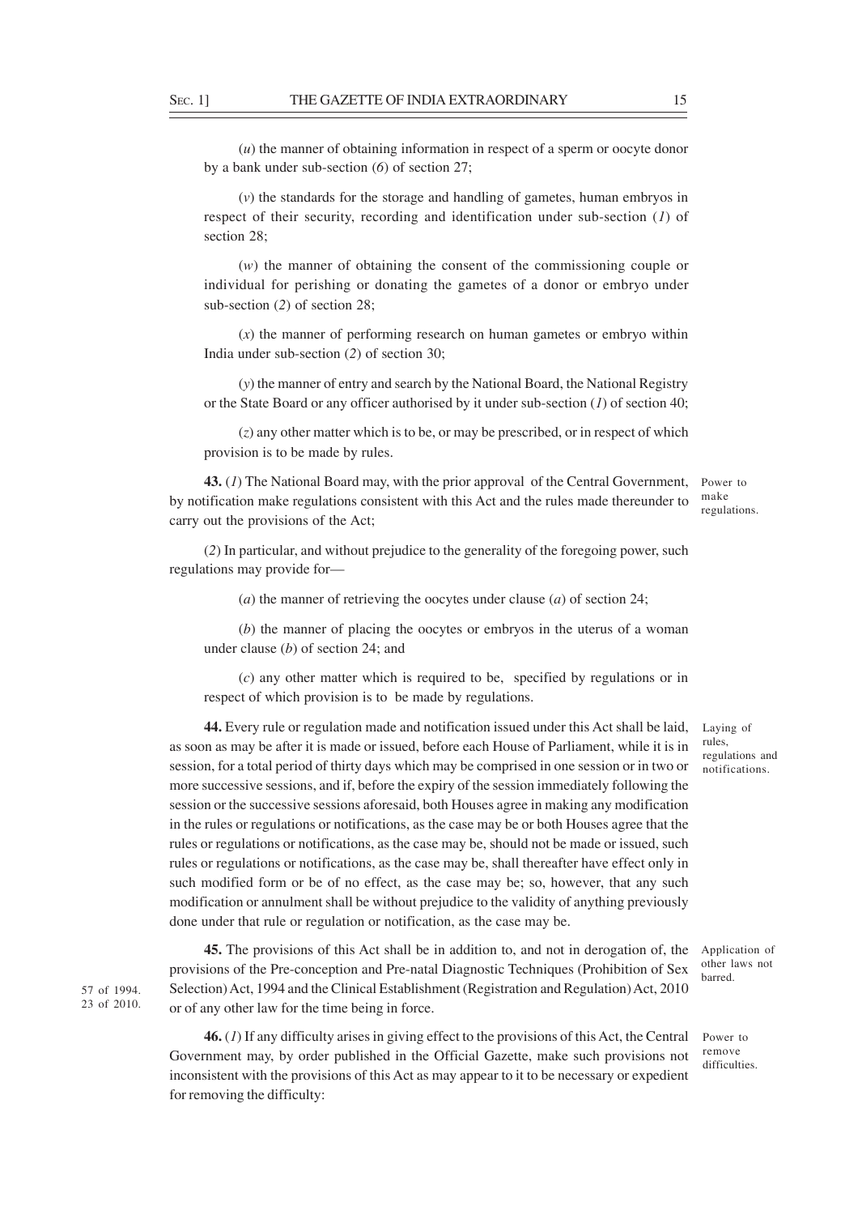(*u*) the manner of obtaining information in respect of a sperm or oocyte donor by a bank under sub-section (*6*) of section 27;

(*v*) the standards for the storage and handling of gametes, human embryos in respect of their security, recording and identification under sub-section (*1*) of section 28;

(*w*) the manner of obtaining the consent of the commissioning couple or individual for perishing or donating the gametes of a donor or embryo under sub-section (*2*) of section 28;

(*x*) the manner of performing research on human gametes or embryo within India under sub-section (*2*) of section 30;

(*y*) the manner of entry and search by the National Board, the National Registry or the State Board or any officer authorised by it under sub-section (*1*) of section 40;

(*z*) any other matter which is to be, or may be prescribed, or in respect of which provision is to be made by rules.

Power to make regulations.

**43.** (*1*) The National Board may, with the prior approval of the Central Government, by notification make regulations consistent with this Act and the rules made thereunder to carry out the provisions of the Act;

(*2*) In particular, and without prejudice to the generality of the foregoing power, such regulations may provide for—

(*a*) the manner of retrieving the oocytes under clause (*a*) of section 24;

(*b*) the manner of placing the oocytes or embryos in the uterus of a woman under clause (*b*) of section 24; and

(*c*) any other matter which is required to be, specified by regulations or in respect of which provision is to be made by regulations.

Laying of rules, regulations and notifications.

**44.** Every rule or regulation made and notification issued under this Act shall be laid, as soon as may be after it is made or issued, before each House of Parliament, while it is in session, for a total period of thirty days which may be comprised in one session or in two or more successive sessions, and if, before the expiry of the session immediately following the session or the successive sessions aforesaid, both Houses agree in making any modification in the rules or regulations or notifications, as the case may be or both Houses agree that the rules or regulations or notifications, as the case may be, should not be made or issued, such rules or regulations or notifications, as the case may be, shall thereafter have effect only in such modified form or be of no effect, as the case may be; so, however, that any such modification or annulment shall be without prejudice to the validity of anything previously done under that rule or regulation or notification, as the case may be.

Application of other laws not barred.

57 of 1994.
23 of 2010.

**45.** The provisions of this Act shall be in addition to, and not in derogation of, the provisions of the Pre-conception and Pre-natal Diagnostic Techniques (Prohibition of Sex Selection) Act, 1994 and the Clinical Establishment (Registration and Regulation) Act, 2010 or of any other law for the time being in force.

Power to remove difficulties.

**46.** (*1*) If any difficulty arises in giving effect to the provisions of this Act, the Central Government may, by order published in the Official Gazette, make such provisions not inconsistent with the provisions of this Act as may appear to it to be necessary or expedient for removing the difficulty: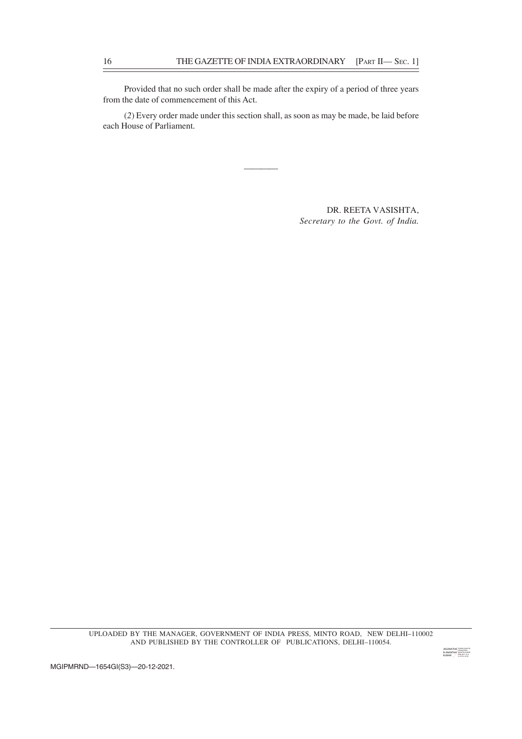Provided that no such order shall be made after the expiry of a period of three years from the date of commencement of this Act.

(*2*) Every order made under this section shall, as soon as may be made, be laid before each House of Parliament.

————

DR. REETA VASISHTA,
*Secretary to the Govt. of India.*

UPLOADED BY THE MANAGER, GOVERNMENT OF INDIA PRESS, MINTO ROAD, NEW DELHI–110002
AND PUBLISHED BY THE CONTROLLER OF PUBLICATIONS, DELHI–110054.

MGIPMRND—1654GI(S3)—20-12-2021.